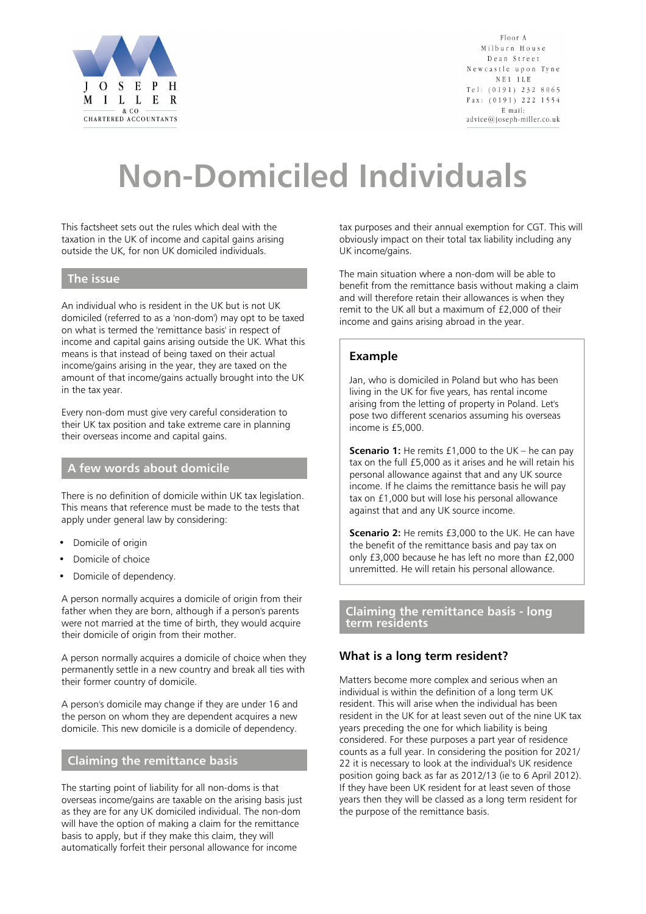JOSEPH MILLER & CO
CHARTERED ACCOUNTANTS

Floor A
Milburn House
Dean Street
Newcastle upon Tyne
NE1 1LE
Tel: (0191) 232 8065
Fax: (0191) 222 1554
E mail: advice@joseph-miller.co.uk

# Non-Domiciled Individuals

This factsheet sets out the rules which deal with the taxation in the UK of income and capital gains arising outside the UK, for non UK domiciled individuals.

## The issue

An individual who is resident in the UK but is not UK domiciled (referred to as a 'non-dom') may opt to be taxed on what is termed the 'remittance basis' in respect of income and capital gains arising outside the UK. What this means is that instead of being taxed on their actual income/gains arising in the year, they are taxed on the amount of that income/gains actually brought into the UK in the tax year.

Every non-dom must give very careful consideration to their UK tax position and take extreme care in planning their overseas income and capital gains.

## A few words about domicile

There is no definition of domicile within UK tax legislation. This means that reference must be made to the tests that apply under general law by considering:

- Domicile of origin
- Domicile of choice
- Domicile of dependency.

A person normally acquires a domicile of origin from their father when they are born, although if a person's parents were not married at the time of birth, they would acquire their domicile of origin from their mother.

A person normally acquires a domicile of choice when they permanently settle in a new country and break all ties with their former country of domicile.

A person's domicile may change if they are under 16 and the person on whom they are dependent acquires a new domicile. This new domicile is a domicile of dependency.

## Claiming the remittance basis

The starting point of liability for all non-doms is that overseas income/gains are taxable on the arising basis just as they are for any UK domiciled individual. The non-dom will have the option of making a claim for the remittance basis to apply, but if they make this claim, they will automatically forfeit their personal allowance for income tax purposes and their annual exemption for CGT. This will obviously impact on their total tax liability including any UK income/gains.

The main situation where a non-dom will be able to benefit from the remittance basis without making a claim and will therefore retain their allowances is when they remit to the UK all but a maximum of £2,000 of their income and gains arising abroad in the year.

### Example

Jan, who is domiciled in Poland but who has been living in the UK for five years, has rental income arising from the letting of property in Poland. Let's pose two different scenarios assuming his overseas income is £5,000.

**Scenario 1:** He remits £1,000 to the UK – he can pay tax on the full £5,000 as it arises and he will retain his personal allowance against that and any UK source income. If he claims the remittance basis he will pay tax on £1,000 but will lose his personal allowance against that and any UK source income.

**Scenario 2:** He remits £3,000 to the UK. He can have the benefit of the remittance basis and pay tax on only £3,000 because he has left no more than £2,000 unremitted. He will retain his personal allowance.

## Claiming the remittance basis - long term residents

### What is a long term resident?

Matters become more complex and serious when an individual is within the definition of a long term UK resident. This will arise when the individual has been resident in the UK for at least seven out of the nine UK tax years preceding the one for which liability is being considered. For these purposes a part year of residence counts as a full year. In considering the position for 2021/22 it is necessary to look at the individual's UK residence position going back as far as 2012/13 (ie to 6 April 2012). If they have been UK resident for at least seven of those years then they will be classed as a long term resident for the purpose of the remittance basis.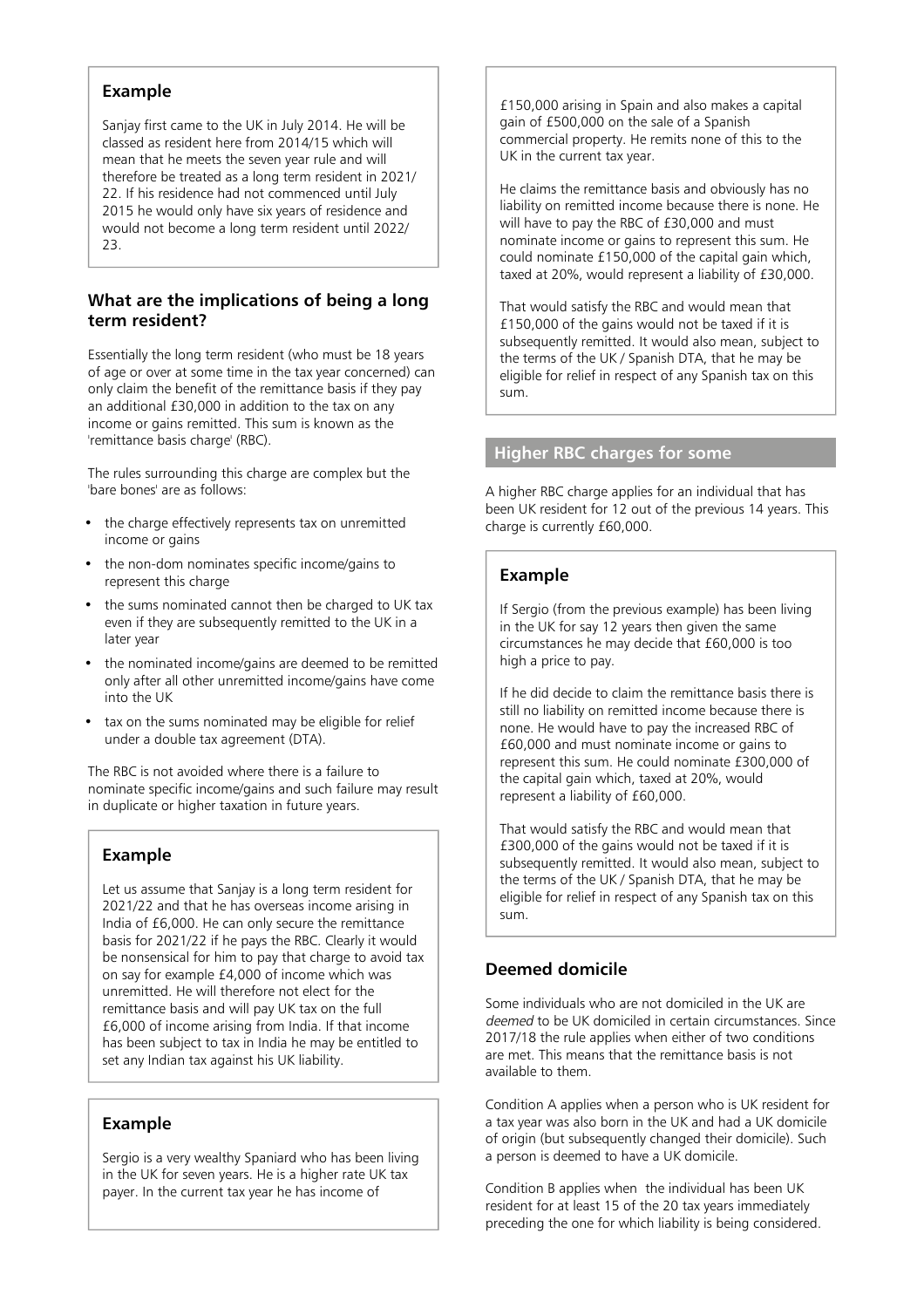### Example

Sanjay first came to the UK in July 2014. He will be classed as resident here from 2014/15 which will mean that he meets the seven year rule and will therefore be treated as a long term resident in 2021/22. If his residence had not commenced until July 2015 he would only have six years of residence and would not become a long term resident until 2022/23.

### What are the implications of being a long term resident?

Essentially the long term resident (who must be 18 years of age or over at some time in the tax year concerned) can only claim the benefit of the remittance basis if they pay an additional £30,000 in addition to the tax on any income or gains remitted. This sum is known as the 'remittance basis charge' (RBC).

The rules surrounding this charge are complex but the 'bare bones' are as follows:

- the charge effectively represents tax on unremitted income or gains
- the non-dom nominates specific income/gains to represent this charge
- the sums nominated cannot then be charged to UK tax even if they are subsequently remitted to the UK in a later year
- the nominated income/gains are deemed to be remitted only after all other unremitted income/gains have come into the UK
- tax on the sums nominated may be eligible for relief under a double tax agreement (DTA).

The RBC is not avoided where there is a failure to nominate specific income/gains and such failure may result in duplicate or higher taxation in future years.

### Example

Let us assume that Sanjay is a long term resident for 2021/22 and that he has overseas income arising in India of £6,000. He can only secure the remittance basis for 2021/22 if he pays the RBC. Clearly it would be nonsensical for him to pay that charge to avoid tax on say for example £4,000 of income which was unremitted. He will therefore not elect for the remittance basis and will pay UK tax on the full £6,000 of income arising from India. If that income has been subject to tax in India he may be entitled to set any Indian tax against his UK liability.

### Example

Sergio is a very wealthy Spaniard who has been living in the UK for seven years. He is a higher rate UK tax payer. In the current tax year he has income of £150,000 arising in Spain and also makes a capital gain of £500,000 on the sale of a Spanish commercial property. He remits none of this to the UK in the current tax year.

He claims the remittance basis and obviously has no liability on remitted income because there is none. He will have to pay the RBC of £30,000 and must nominate income or gains to represent this sum. He could nominate £150,000 of the capital gain which, taxed at 20%, would represent a liability of £30,000.

That would satisfy the RBC and would mean that £150,000 of the gains would not be taxed if it is subsequently remitted. It would also mean, subject to the terms of the UK / Spanish DTA, that he may be eligible for relief in respect of any Spanish tax on this sum.

## Higher RBC charges for some

A higher RBC charge applies for an individual that has been UK resident for 12 out of the previous 14 years. This charge is currently £60,000.

### Example

If Sergio (from the previous example) has been living in the UK for say 12 years then given the same circumstances he may decide that £60,000 is too high a price to pay.

If he did decide to claim the remittance basis there is still no liability on remitted income because there is none. He would have to pay the increased RBC of £60,000 and must nominate income or gains to represent this sum. He could nominate £300,000 of the capital gain which, taxed at 20%, would represent a liability of £60,000.

That would satisfy the RBC and would mean that £300,000 of the gains would not be taxed if it is subsequently remitted. It would also mean, subject to the terms of the UK / Spanish DTA, that he may be eligible for relief in respect of any Spanish tax on this sum.

### Deemed domicile

Some individuals who are not domiciled in the UK are *deemed* to be UK domiciled in certain circumstances. Since 2017/18 the rule applies when either of two conditions are met. This means that the remittance basis is not available to them.

Condition A applies when a person who is UK resident for a tax year was also born in the UK and had a UK domicile of origin (but subsequently changed their domicile). Such a person is deemed to have a UK domicile.

Condition B applies when the individual has been UK resident for at least 15 of the 20 tax years immediately preceding the one for which liability is being considered.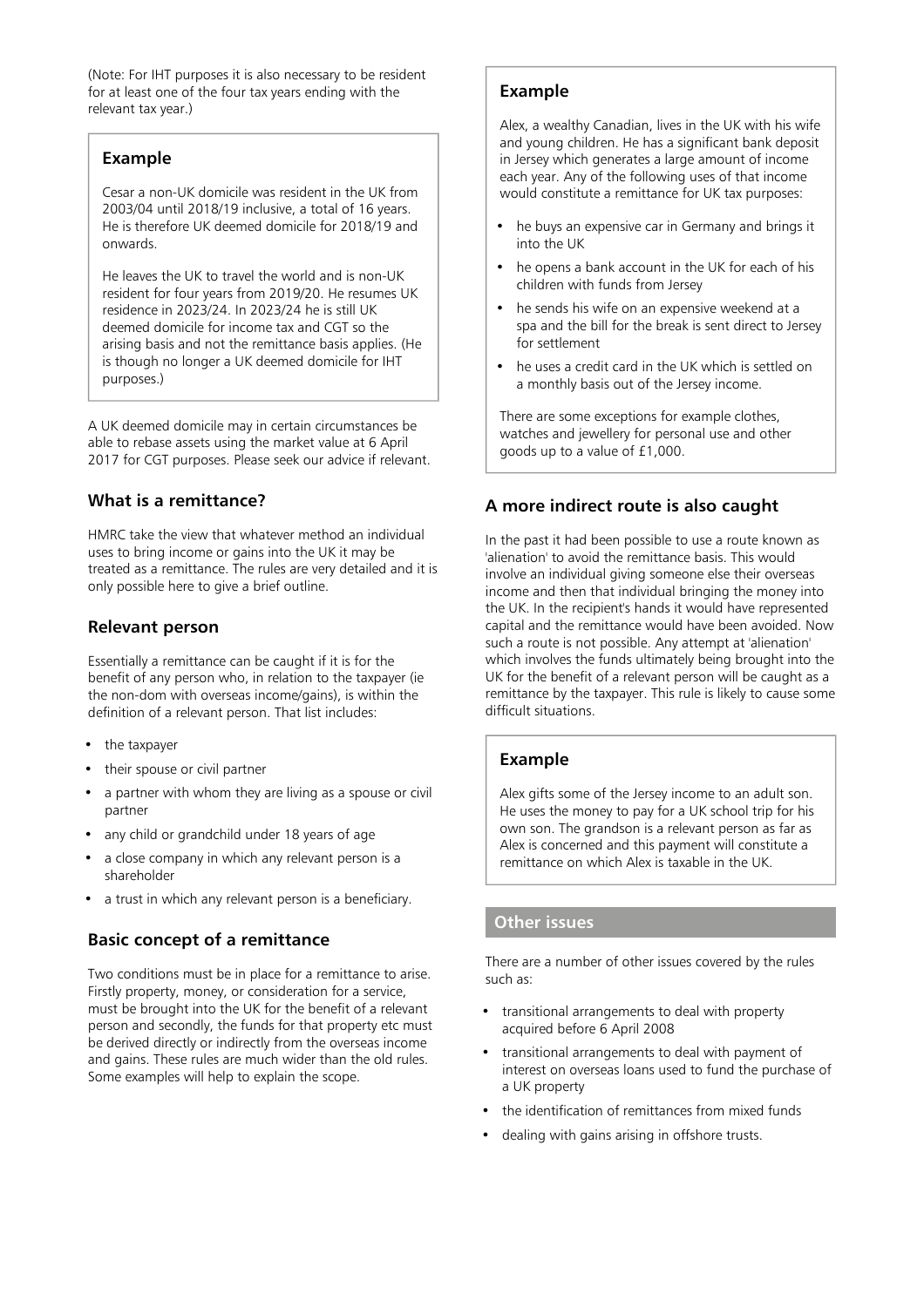(Note: For IHT purposes it is also necessary to be resident for at least one of the four tax years ending with the relevant tax year.)

### Example

Cesar a non-UK domicile was resident in the UK from 2003/04 until 2018/19 inclusive, a total of 16 years. He is therefore UK deemed domicile for 2018/19 and onwards.

He leaves the UK to travel the world and is non-UK resident for four years from 2019/20. He resumes UK residence in 2023/24. In 2023/24 he is still UK deemed domicile for income tax and CGT so the arising basis and not the remittance basis applies. (He is though no longer a UK deemed domicile for IHT purposes.)

A UK deemed domicile may in certain circumstances be able to rebase assets using the market value at 6 April 2017 for CGT purposes. Please seek our advice if relevant.

### What is a remittance?

HMRC take the view that whatever method an individual uses to bring income or gains into the UK it may be treated as a remittance. The rules are very detailed and it is only possible here to give a brief outline.

### Relevant person

Essentially a remittance can be caught if it is for the benefit of any person who, in relation to the taxpayer (ie the non-dom with overseas income/gains), is within the definition of a relevant person. That list includes:

- the taxpayer
- their spouse or civil partner
- a partner with whom they are living as a spouse or civil partner
- any child or grandchild under 18 years of age
- a close company in which any relevant person is a shareholder
- a trust in which any relevant person is a beneficiary.

### Basic concept of a remittance

Two conditions must be in place for a remittance to arise. Firstly property, money, or consideration for a service, must be brought into the UK for the benefit of a relevant person and secondly, the funds for that property etc must be derived directly or indirectly from the overseas income and gains. These rules are much wider than the old rules. Some examples will help to explain the scope.

### Example

Alex, a wealthy Canadian, lives in the UK with his wife and young children. He has a significant bank deposit in Jersey which generates a large amount of income each year. Any of the following uses of that income would constitute a remittance for UK tax purposes:

- he buys an expensive car in Germany and brings it into the UK
- he opens a bank account in the UK for each of his children with funds from Jersey
- he sends his wife on an expensive weekend at a spa and the bill for the break is sent direct to Jersey for settlement
- he uses a credit card in the UK which is settled on a monthly basis out of the Jersey income.

There are some exceptions for example clothes, watches and jewellery for personal use and other goods up to a value of £1,000.

### A more indirect route is also caught

In the past it had been possible to use a route known as 'alienation' to avoid the remittance basis. This would involve an individual giving someone else their overseas income and then that individual bringing the money into the UK. In the recipient's hands it would have represented capital and the remittance would have been avoided. Now such a route is not possible. Any attempt at 'alienation' which involves the funds ultimately being brought into the UK for the benefit of a relevant person will be caught as a remittance by the taxpayer. This rule is likely to cause some difficult situations.

### Example

Alex gifts some of the Jersey income to an adult son. He uses the money to pay for a UK school trip for his own son. The grandson is a relevant person as far as Alex is concerned and this payment will constitute a remittance on which Alex is taxable in the UK.

## Other issues

There are a number of other issues covered by the rules such as:

- transitional arrangements to deal with property acquired before 6 April 2008
- transitional arrangements to deal with payment of interest on overseas loans used to fund the purchase of a UK property
- the identification of remittances from mixed funds
- dealing with gains arising in offshore trusts.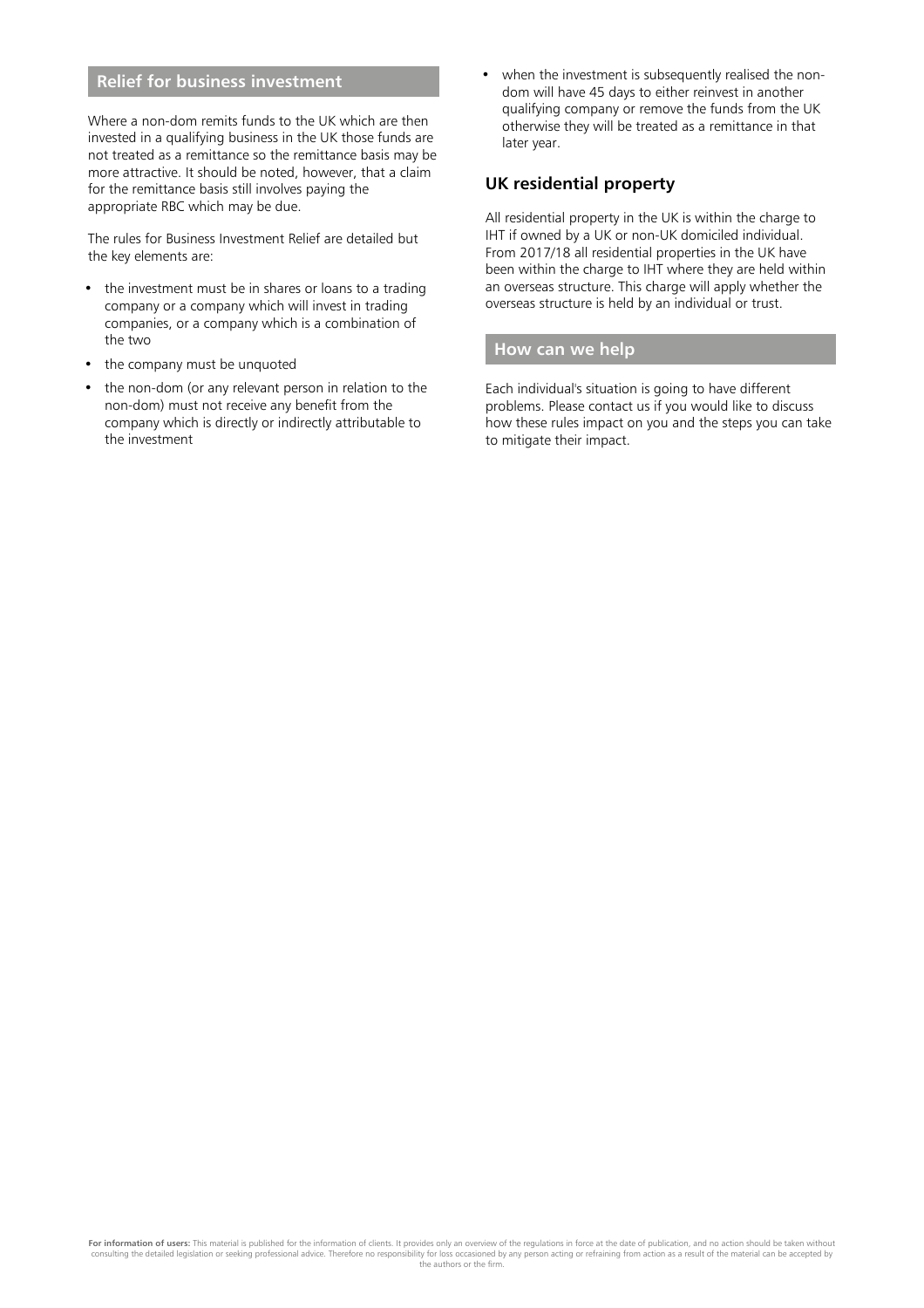## Relief for business investment

Where a non-dom remits funds to the UK which are then invested in a qualifying business in the UK those funds are not treated as a remittance so the remittance basis may be more attractive. It should be noted, however, that a claim for the remittance basis still involves paying the appropriate RBC which may be due.

The rules for Business Investment Relief are detailed but the key elements are:

- the investment must be in shares or loans to a trading company or a company which will invest in trading companies, or a company which is a combination of the two
- the company must be unquoted
- the non-dom (or any relevant person in relation to the non-dom) must not receive any benefit from the company which is directly or indirectly attributable to the investment
- when the investment is subsequently realised the non-dom will have 45 days to either reinvest in another qualifying company or remove the funds from the UK otherwise they will be treated as a remittance in that later year.

### UK residential property

All residential property in the UK is within the charge to IHT if owned by a UK or non-UK domiciled individual. From 2017/18 all residential properties in the UK have been within the charge to IHT where they are held within an overseas structure. This charge will apply whether the overseas structure is held by an individual or trust.

## How can we help

Each individual's situation is going to have different problems. Please contact us if you would like to discuss how these rules impact on you and the steps you can take to mitigate their impact.

**For information of users:** This material is published for the information of clients. It provides only an overview of the regulations in force at the date of publication, and no action should be taken without consulting the detailed legislation or seeking professional advice. Therefore no responsibility for loss occasioned by any person acting or refraining from action as a result of the material can be accepted by the authors or the firm.